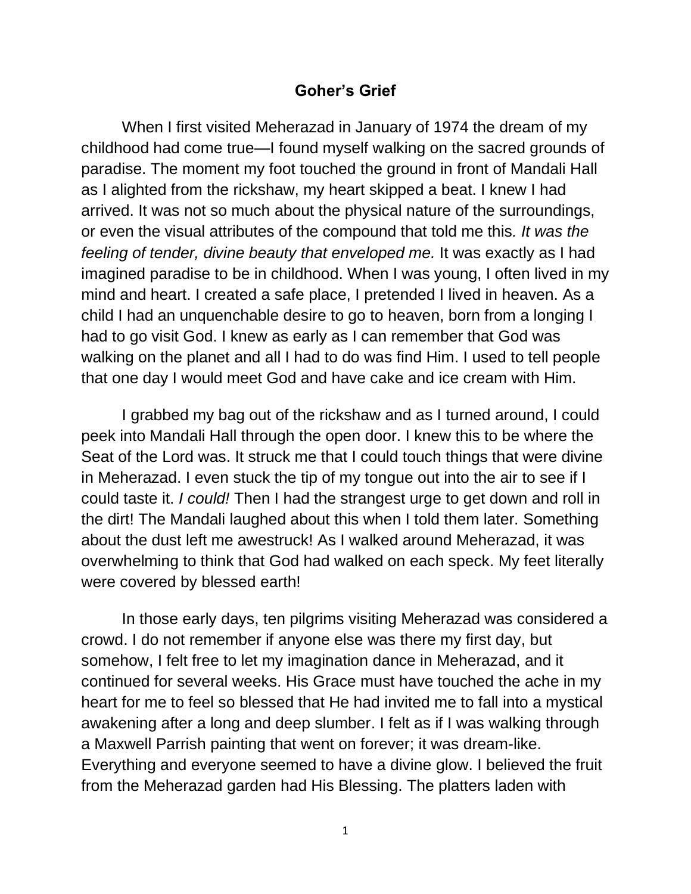# Goher's Grief

When I first visited Meherazad in January of 1974 the dream of my childhood had come true—I found myself walking on the sacred grounds of paradise. The moment my foot touched the ground in front of Mandali Hall as I alighted from the rickshaw, my heart skipped a beat. I knew I had arrived. It was not so much about the physical nature of the surroundings, or even the visual attributes of the compound that told me this*. It was the feeling of tender, divine beauty that enveloped me.* It was exactly as I had imagined paradise to be in childhood. When I was young, I often lived in my mind and heart. I created a safe place, I pretended I lived in heaven. As a child I had an unquenchable desire to go to heaven, born from a longing I had to go visit God. I knew as early as I can remember that God was walking on the planet and all I had to do was find Him. I used to tell people that one day I would meet God and have cake and ice cream with Him.

I grabbed my bag out of the rickshaw and as I turned around, I could peek into Mandali Hall through the open door. I knew this to be where the Seat of the Lord was. It struck me that I could touch things that were divine in Meherazad. I even stuck the tip of my tongue out into the air to see if I could taste it. *I could!* Then I had the strangest urge to get down and roll in the dirt! The Mandali laughed about this when I told them later. Something about the dust left me awestruck! As I walked around Meherazad, it was overwhelming to think that God had walked on each speck. My feet literally were covered by blessed earth!

In those early days, ten pilgrims visiting Meherazad was considered a crowd. I do not remember if anyone else was there my first day, but somehow, I felt free to let my imagination dance in Meherazad, and it continued for several weeks. His Grace must have touched the ache in my heart for me to feel so blessed that He had invited me to fall into a mystical awakening after a long and deep slumber. I felt as if I was walking through a Maxwell Parrish painting that went on forever; it was dream-like. Everything and everyone seemed to have a divine glow. I believed the fruit from the Meherazad garden had His Blessing. The platters laden with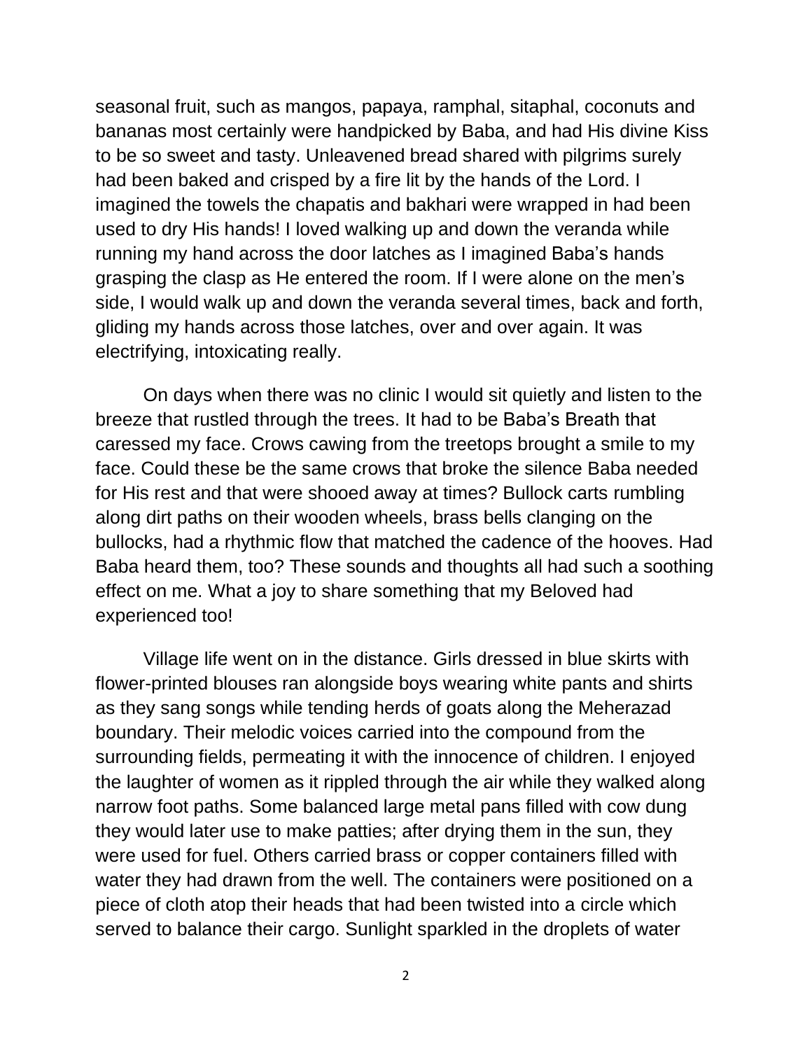seasonal fruit, such as mangos, papaya, ramphal, sitaphal, coconuts and bananas most certainly were handpicked by Baba, and had His divine Kiss to be so sweet and tasty. Unleavened bread shared with pilgrims surely had been baked and crisped by a fire lit by the hands of the Lord. I imagined the towels the chapatis and bakhari were wrapped in had been used to dry His hands! I loved walking up and down the veranda while running my hand across the door latches as I imagined Baba's hands grasping the clasp as He entered the room. If I were alone on the men's side, I would walk up and down the veranda several times, back and forth, gliding my hands across those latches, over and over again. It was electrifying, intoxicating really.

On days when there was no clinic I would sit quietly and listen to the breeze that rustled through the trees. It had to be Baba's Breath that caressed my face. Crows cawing from the treetops brought a smile to my face. Could these be the same crows that broke the silence Baba needed for His rest and that were shooed away at times? Bullock carts rumbling along dirt paths on their wooden wheels, brass bells clanging on the bullocks, had a rhythmic flow that matched the cadence of the hooves. Had Baba heard them, too? These sounds and thoughts all had such a soothing effect on me. What a joy to share something that my Beloved had experienced too!

Village life went on in the distance. Girls dressed in blue skirts with flower-printed blouses ran alongside boys wearing white pants and shirts as they sang songs while tending herds of goats along the Meherazad boundary. Their melodic voices carried into the compound from the surrounding fields, permeating it with the innocence of children. I enjoyed the laughter of women as it rippled through the air while they walked along narrow foot paths. Some balanced large metal pans filled with cow dung they would later use to make patties; after drying them in the sun, they were used for fuel. Others carried brass or copper containers filled with water they had drawn from the well. The containers were positioned on a piece of cloth atop their heads that had been twisted into a circle which served to balance their cargo. Sunlight sparkled in the droplets of water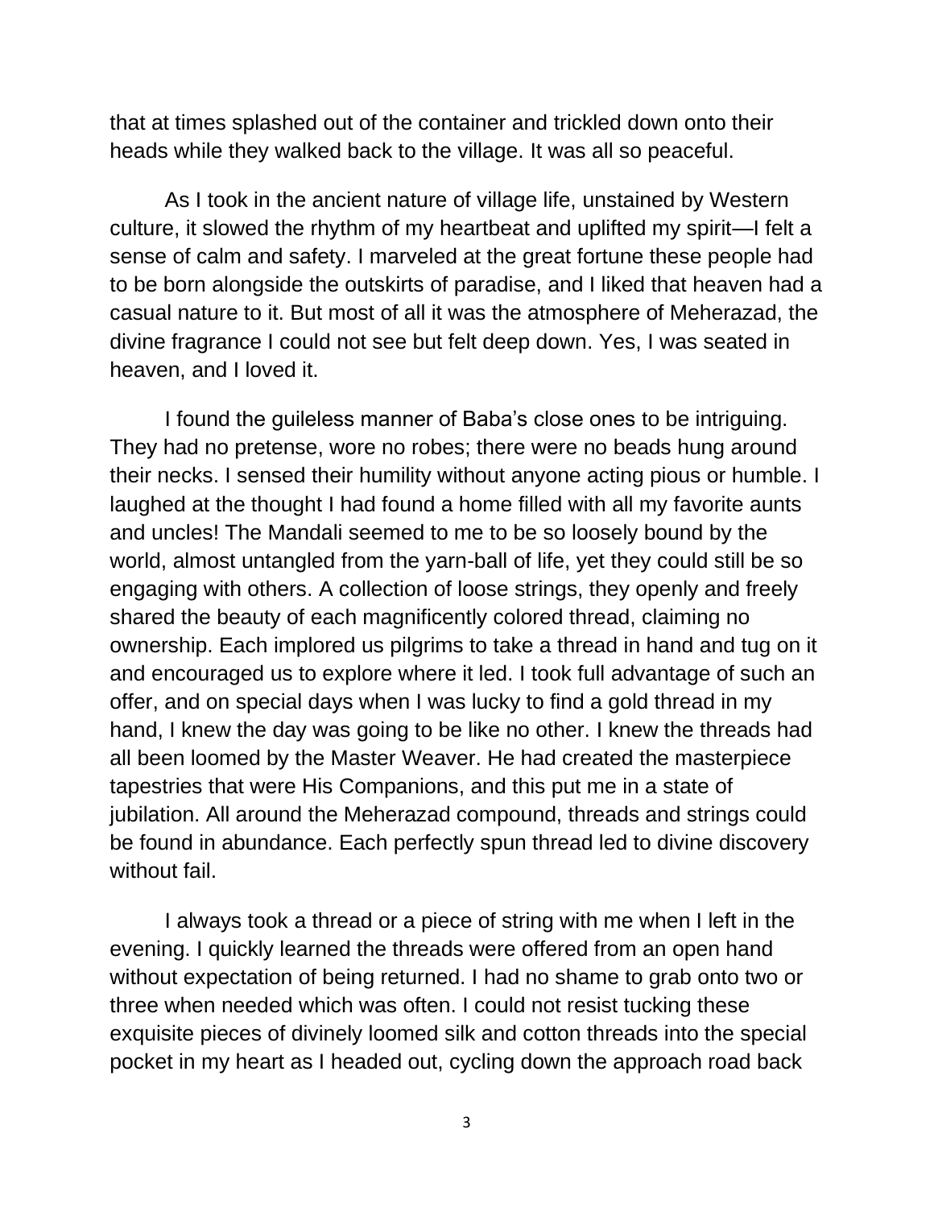that at times splashed out of the container and trickled down onto their heads while they walked back to the village. It was all so peaceful.

As I took in the ancient nature of village life, unstained by Western culture, it slowed the rhythm of my heartbeat and uplifted my spirit—I felt a sense of calm and safety. I marveled at the great fortune these people had to be born alongside the outskirts of paradise, and I liked that heaven had a casual nature to it. But most of all it was the atmosphere of Meherazad, the divine fragrance I could not see but felt deep down. Yes, I was seated in heaven, and I loved it.

I found the guileless manner of Baba's close ones to be intriguing. They had no pretense, wore no robes; there were no beads hung around their necks. I sensed their humility without anyone acting pious or humble. I laughed at the thought I had found a home filled with all my favorite aunts and uncles! The Mandali seemed to me to be so loosely bound by the world, almost untangled from the yarn-ball of life, yet they could still be so engaging with others. A collection of loose strings, they openly and freely shared the beauty of each magnificently colored thread, claiming no ownership. Each implored us pilgrims to take a thread in hand and tug on it and encouraged us to explore where it led. I took full advantage of such an offer, and on special days when I was lucky to find a gold thread in my hand, I knew the day was going to be like no other. I knew the threads had all been loomed by the Master Weaver. He had created the masterpiece tapestries that were His Companions, and this put me in a state of jubilation. All around the Meherazad compound, threads and strings could be found in abundance. Each perfectly spun thread led to divine discovery without fail.

I always took a thread or a piece of string with me when I left in the evening. I quickly learned the threads were offered from an open hand without expectation of being returned. I had no shame to grab onto two or three when needed which was often. I could not resist tucking these exquisite pieces of divinely loomed silk and cotton threads into the special pocket in my heart as I headed out, cycling down the approach road back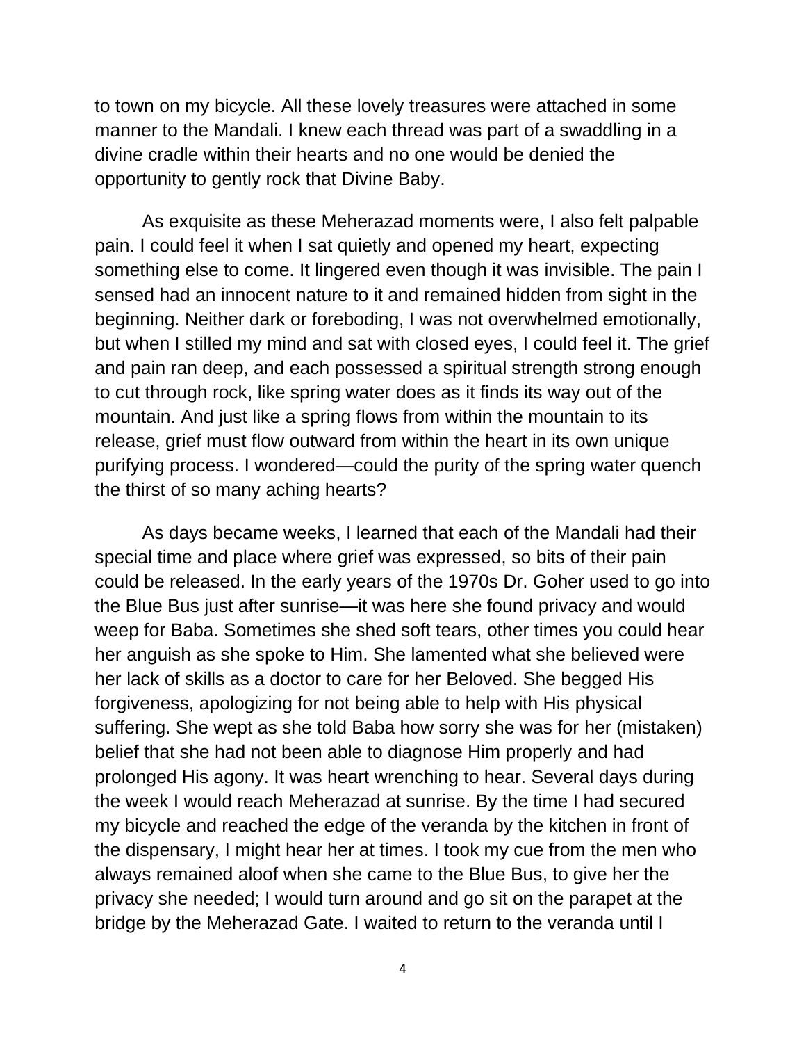to town on my bicycle. All these lovely treasures were attached in some manner to the Mandali. I knew each thread was part of a swaddling in a divine cradle within their hearts and no one would be denied the opportunity to gently rock that Divine Baby.

As exquisite as these Meherazad moments were, I also felt palpable pain. I could feel it when I sat quietly and opened my heart, expecting something else to come. It lingered even though it was invisible. The pain I sensed had an innocent nature to it and remained hidden from sight in the beginning. Neither dark or foreboding, I was not overwhelmed emotionally, but when I stilled my mind and sat with closed eyes, I could feel it. The grief and pain ran deep, and each possessed a spiritual strength strong enough to cut through rock, like spring water does as it finds its way out of the mountain. And just like a spring flows from within the mountain to its release, grief must flow outward from within the heart in its own unique purifying process. I wondered—could the purity of the spring water quench the thirst of so many aching hearts?

As days became weeks, I learned that each of the Mandali had their special time and place where grief was expressed, so bits of their pain could be released. In the early years of the 1970s Dr. Goher used to go into the Blue Bus just after sunrise—it was here she found privacy and would weep for Baba. Sometimes she shed soft tears, other times you could hear her anguish as she spoke to Him. She lamented what she believed were her lack of skills as a doctor to care for her Beloved. She begged His forgiveness, apologizing for not being able to help with His physical suffering. She wept as she told Baba how sorry she was for her (mistaken) belief that she had not been able to diagnose Him properly and had prolonged His agony. It was heart wrenching to hear. Several days during the week I would reach Meherazad at sunrise. By the time I had secured my bicycle and reached the edge of the veranda by the kitchen in front of the dispensary, I might hear her at times. I took my cue from the men who always remained aloof when she came to the Blue Bus, to give her the privacy she needed; I would turn around and go sit on the parapet at the bridge by the Meherazad Gate. I waited to return to the veranda until I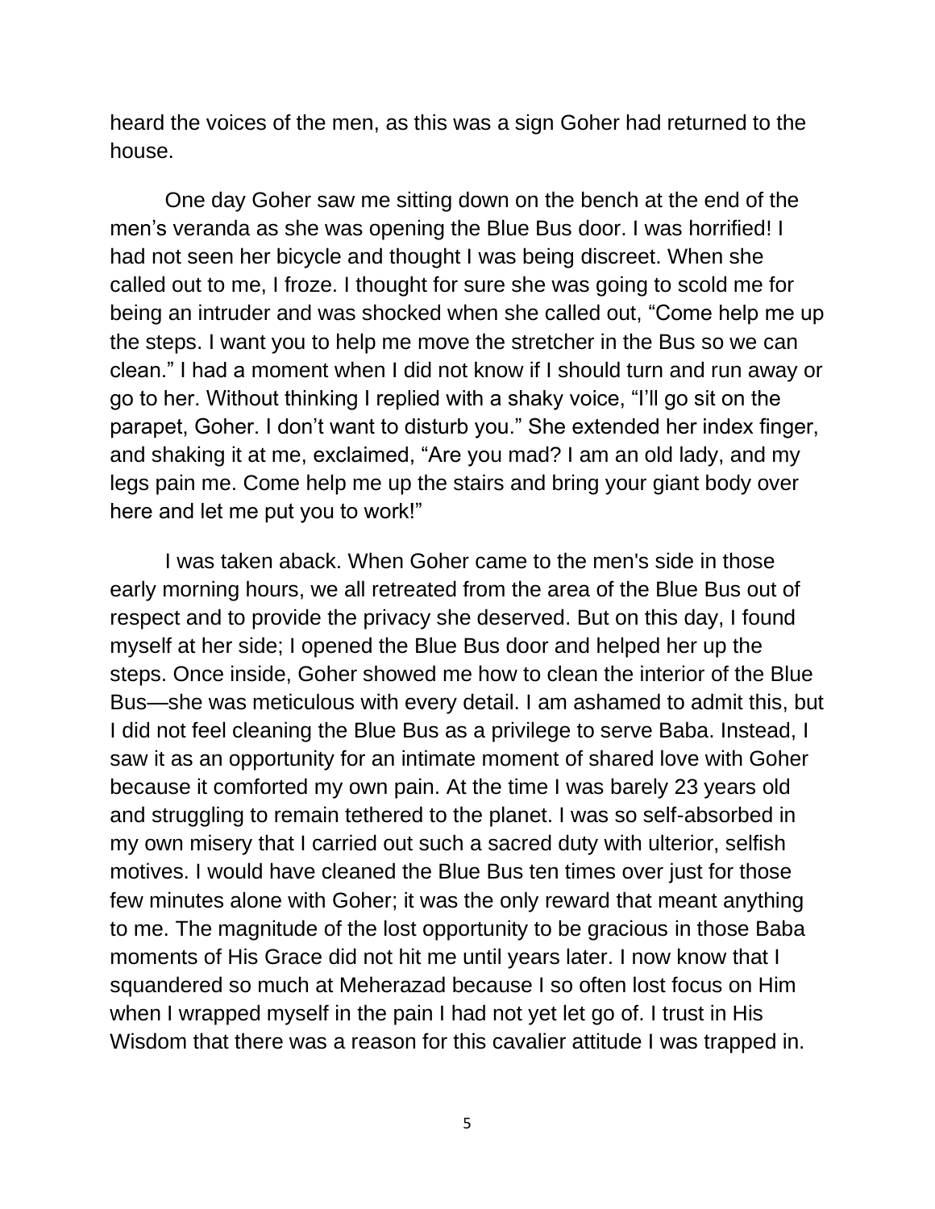heard the voices of the men, as this was a sign Goher had returned to the house.

One day Goher saw me sitting down on the bench at the end of the men's veranda as she was opening the Blue Bus door. I was horrified! I had not seen her bicycle and thought I was being discreet. When she called out to me, I froze. I thought for sure she was going to scold me for being an intruder and was shocked when she called out, "Come help me up the steps. I want you to help me move the stretcher in the Bus so we can clean." I had a moment when I did not know if I should turn and run away or go to her. Without thinking I replied with a shaky voice, "I'll go sit on the parapet, Goher. I don't want to disturb you." She extended her index finger, and shaking it at me, exclaimed, "Are you mad? I am an old lady, and my legs pain me. Come help me up the stairs and bring your giant body over here and let me put you to work!"

I was taken aback. When Goher came to the men's side in those early morning hours, we all retreated from the area of the Blue Bus out of respect and to provide the privacy she deserved. But on this day, I found myself at her side; I opened the Blue Bus door and helped her up the steps. Once inside, Goher showed me how to clean the interior of the Blue Bus—she was meticulous with every detail. I am ashamed to admit this, but I did not feel cleaning the Blue Bus as a privilege to serve Baba. Instead, I saw it as an opportunity for an intimate moment of shared love with Goher because it comforted my own pain. At the time I was barely 23 years old and struggling to remain tethered to the planet. I was so self-absorbed in my own misery that I carried out such a sacred duty with ulterior, selfish motives. I would have cleaned the Blue Bus ten times over just for those few minutes alone with Goher; it was the only reward that meant anything to me. The magnitude of the lost opportunity to be gracious in those Baba moments of His Grace did not hit me until years later. I now know that I squandered so much at Meherazad because I so often lost focus on Him when I wrapped myself in the pain I had not yet let go of. I trust in His Wisdom that there was a reason for this cavalier attitude I was trapped in.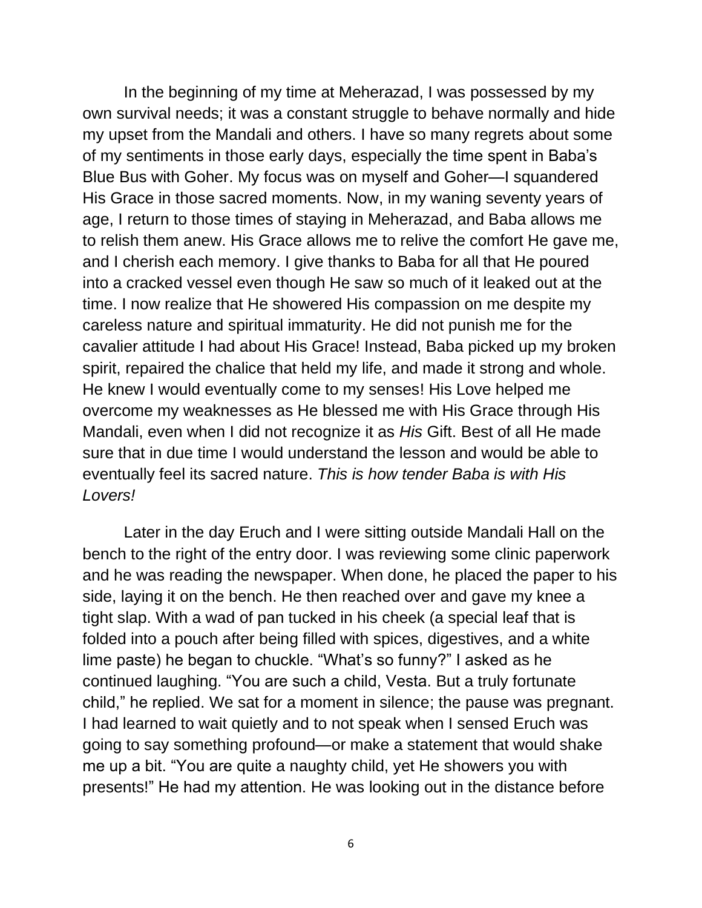In the beginning of my time at Meherazad, I was possessed by my own survival needs; it was a constant struggle to behave normally and hide my upset from the Mandali and others. I have so many regrets about some of my sentiments in those early days, especially the time spent in Baba's Blue Bus with Goher. My focus was on myself and Goher—I squandered His Grace in those sacred moments. Now, in my waning seventy years of age, I return to those times of staying in Meherazad, and Baba allows me to relish them anew. His Grace allows me to relive the comfort He gave me, and I cherish each memory. I give thanks to Baba for all that He poured into a cracked vessel even though He saw so much of it leaked out at the time. I now realize that He showered His compassion on me despite my careless nature and spiritual immaturity. He did not punish me for the cavalier attitude I had about His Grace! Instead, Baba picked up my broken spirit, repaired the chalice that held my life, and made it strong and whole. He knew I would eventually come to my senses! His Love helped me overcome my weaknesses as He blessed me with His Grace through His Mandali, even when I did not recognize it as *His* Gift. Best of all He made sure that in due time I would understand the lesson and would be able to eventually feel its sacred nature. *This is how tender Baba is with His Lovers!*

Later in the day Eruch and I were sitting outside Mandali Hall on the bench to the right of the entry door. I was reviewing some clinic paperwork and he was reading the newspaper. When done, he placed the paper to his side, laying it on the bench. He then reached over and gave my knee a tight slap. With a wad of pan tucked in his cheek (a special leaf that is folded into a pouch after being filled with spices, digestives, and a white lime paste) he began to chuckle. "What's so funny?" I asked as he continued laughing. "You are such a child, Vesta. But a truly fortunate child," he replied. We sat for a moment in silence; the pause was pregnant. I had learned to wait quietly and to not speak when I sensed Eruch was going to say something profound—or make a statement that would shake me up a bit. "You are quite a naughty child, yet He showers you with presents!" He had my attention. He was looking out in the distance before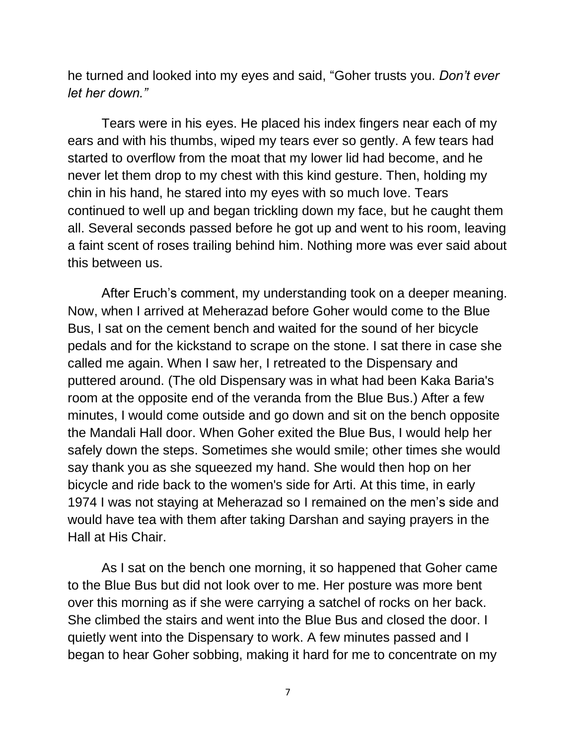he turned and looked into my eyes and said, "Goher trusts you. *Don't ever let her down."*

Tears were in his eyes. He placed his index fingers near each of my ears and with his thumbs, wiped my tears ever so gently. A few tears had started to overflow from the moat that my lower lid had become, and he never let them drop to my chest with this kind gesture. Then, holding my chin in his hand, he stared into my eyes with so much love. Tears continued to well up and began trickling down my face, but he caught them all. Several seconds passed before he got up and went to his room, leaving a faint scent of roses trailing behind him. Nothing more was ever said about this between us.

After Eruch's comment, my understanding took on a deeper meaning. Now, when I arrived at Meherazad before Goher would come to the Blue Bus, I sat on the cement bench and waited for the sound of her bicycle pedals and for the kickstand to scrape on the stone. I sat there in case she called me again. When I saw her, I retreated to the Dispensary and puttered around. (The old Dispensary was in what had been Kaka Baria's room at the opposite end of the veranda from the Blue Bus.) After a few minutes, I would come outside and go down and sit on the bench opposite the Mandali Hall door. When Goher exited the Blue Bus, I would help her safely down the steps. Sometimes she would smile; other times she would say thank you as she squeezed my hand. She would then hop on her bicycle and ride back to the women's side for Arti. At this time, in early 1974 I was not staying at Meherazad so I remained on the men's side and would have tea with them after taking Darshan and saying prayers in the Hall at His Chair.

As I sat on the bench one morning, it so happened that Goher came to the Blue Bus but did not look over to me. Her posture was more bent over this morning as if she were carrying a satchel of rocks on her back. She climbed the stairs and went into the Blue Bus and closed the door. I quietly went into the Dispensary to work. A few minutes passed and I began to hear Goher sobbing, making it hard for me to concentrate on my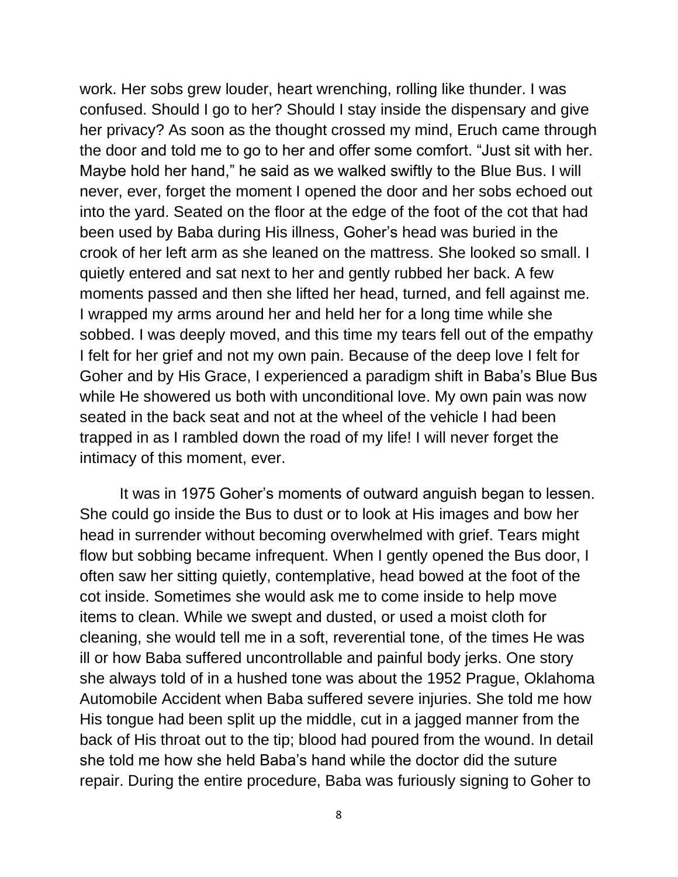work. Her sobs grew louder, heart wrenching, rolling like thunder. I was confused. Should I go to her? Should I stay inside the dispensary and give her privacy? As soon as the thought crossed my mind, Eruch came through the door and told me to go to her and offer some comfort. “Just sit with her. Maybe hold her hand,” he said as we walked swiftly to the Blue Bus. I will never, ever, forget the moment I opened the door and her sobs echoed out into the yard. Seated on the floor at the edge of the foot of the cot that had been used by Baba during His illness, Goher’s head was buried in the crook of her left arm as she leaned on the mattress. She looked so small. I quietly entered and sat next to her and gently rubbed her back. A few moments passed and then she lifted her head, turned, and fell against me. I wrapped my arms around her and held her for a long time while she sobbed. I was deeply moved, and this time my tears fell out of the empathy I felt for her grief and not my own pain. Because of the deep love I felt for Goher and by His Grace, I experienced a paradigm shift in Baba’s Blue Bus while He showered us both with unconditional love. My own pain was now seated in the back seat and not at the wheel of the vehicle I had been trapped in as I rambled down the road of my life! I will never forget the intimacy of this moment, ever.

It was in 1975 Goher’s moments of outward anguish began to lessen. She could go inside the Bus to dust or to look at His images and bow her head in surrender without becoming overwhelmed with grief. Tears might flow but sobbing became infrequent. When I gently opened the Bus door, I often saw her sitting quietly, contemplative, head bowed at the foot of the cot inside. Sometimes she would ask me to come inside to help move items to clean. While we swept and dusted, or used a moist cloth for cleaning, she would tell me in a soft, reverential tone, of the times He was ill or how Baba suffered uncontrollable and painful body jerks. One story she always told of in a hushed tone was about the 1952 Prague, Oklahoma Automobile Accident when Baba suffered severe injuries. She told me how His tongue had been split up the middle, cut in a jagged manner from the back of His throat out to the tip; blood had poured from the wound. In detail she told me how she held Baba’s hand while the doctor did the suture repair. During the entire procedure, Baba was furiously signing to Goher to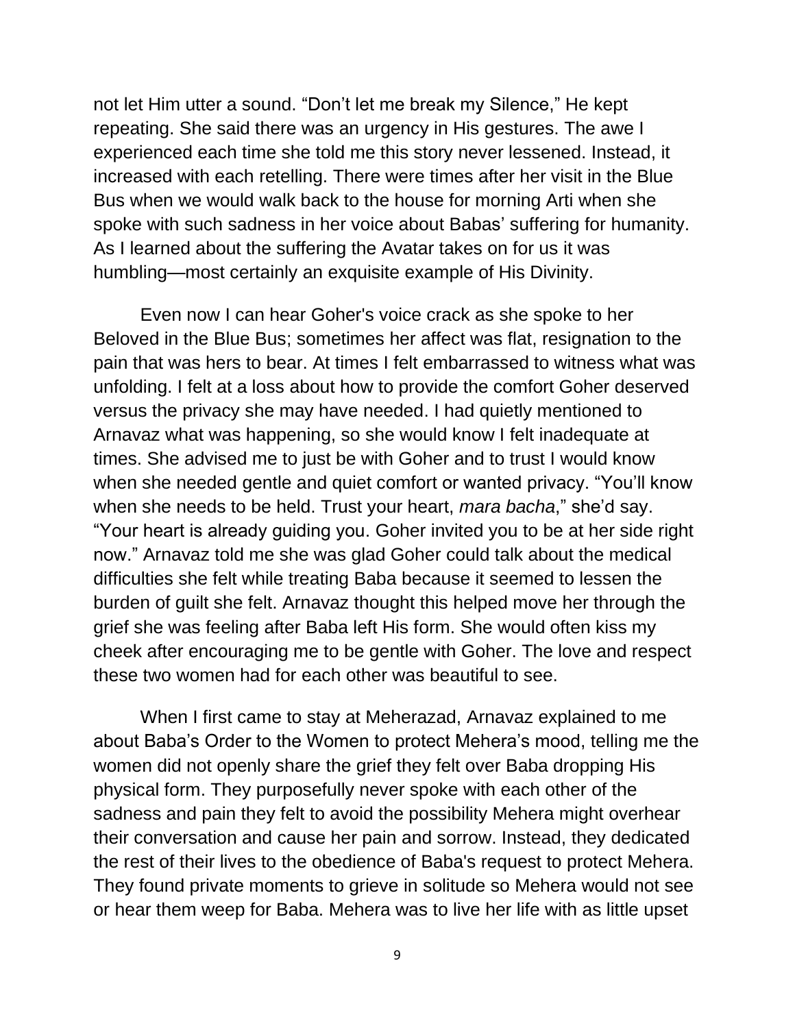not let Him utter a sound. “Don’t let me break my Silence,” He kept repeating. She said there was an urgency in His gestures. The awe I experienced each time she told me this story never lessened. Instead, it increased with each retelling. There were times after her visit in the Blue Bus when we would walk back to the house for morning Arti when she spoke with such sadness in her voice about Babas’ suffering for humanity. As I learned about the suffering the Avatar takes on for us it was humbling—most certainly an exquisite example of His Divinity.

Even now I can hear Goher's voice crack as she spoke to her Beloved in the Blue Bus; sometimes her affect was flat, resignation to the pain that was hers to bear. At times I felt embarrassed to witness what was unfolding. I felt at a loss about how to provide the comfort Goher deserved versus the privacy she may have needed. I had quietly mentioned to Arnavaz what was happening, so she would know I felt inadequate at times. She advised me to just be with Goher and to trust I would know when she needed gentle and quiet comfort or wanted privacy. “You’ll know when she needs to be held. Trust your heart, *mara bacha*,” she’d say. “Your heart is already guiding you. Goher invited you to be at her side right now.” Arnavaz told me she was glad Goher could talk about the medical difficulties she felt while treating Baba because it seemed to lessen the burden of guilt she felt. Arnavaz thought this helped move her through the grief she was feeling after Baba left His form. She would often kiss my cheek after encouraging me to be gentle with Goher. The love and respect these two women had for each other was beautiful to see.

When I first came to stay at Meherazad, Arnavaz explained to me about Baba’s Order to the Women to protect Mehera’s mood, telling me the women did not openly share the grief they felt over Baba dropping His physical form. They purposefully never spoke with each other of the sadness and pain they felt to avoid the possibility Mehera might overhear their conversation and cause her pain and sorrow. Instead, they dedicated the rest of their lives to the obedience of Baba's request to protect Mehera. They found private moments to grieve in solitude so Mehera would not see or hear them weep for Baba. Mehera was to live her life with as little upset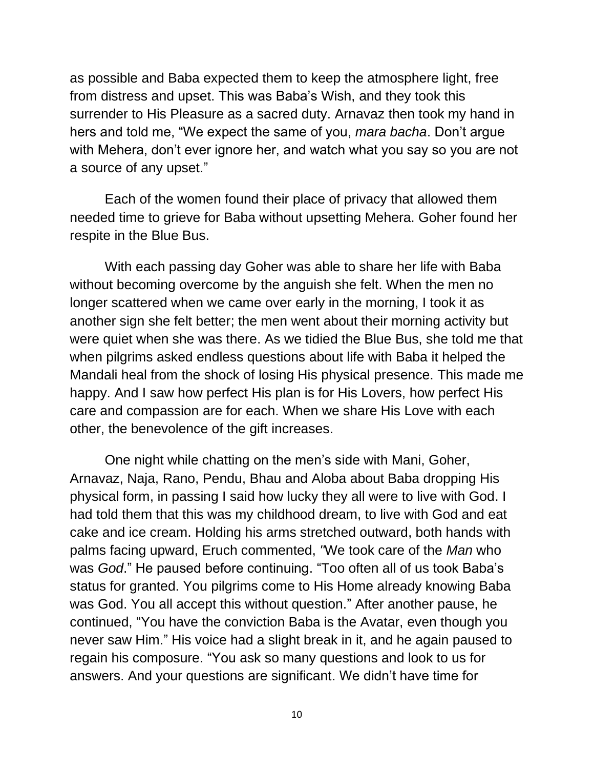as possible and Baba expected them to keep the atmosphere light, free from distress and upset. This was Baba's Wish, and they took this surrender to His Pleasure as a sacred duty. Arnavaz then took my hand in hers and told me, "We expect the same of you, *mara bacha*. Don't argue with Mehera, don't ever ignore her, and watch what you say so you are not a source of any upset."

Each of the women found their place of privacy that allowed them needed time to grieve for Baba without upsetting Mehera. Goher found her respite in the Blue Bus.

With each passing day Goher was able to share her life with Baba without becoming overcome by the anguish she felt. When the men no longer scattered when we came over early in the morning, I took it as another sign she felt better; the men went about their morning activity but were quiet when she was there. As we tidied the Blue Bus, she told me that when pilgrims asked endless questions about life with Baba it helped the Mandali heal from the shock of losing His physical presence. This made me happy. And I saw how perfect His plan is for His Lovers, how perfect His care and compassion are for each. When we share His Love with each other, the benevolence of the gift increases.

One night while chatting on the men's side with Mani, Goher, Arnavaz, Naja, Rano, Pendu, Bhau and Aloba about Baba dropping His physical form, in passing I said how lucky they all were to live with God. I had told them that this was my childhood dream, to live with God and eat cake and ice cream. Holding his arms stretched outward, both hands with palms facing upward, Eruch commented, "We took care of the *Man* who was *God*." He paused before continuing. "Too often all of us took Baba's status for granted. You pilgrims come to His Home already knowing Baba was God. You all accept this without question." After another pause, he continued, "You have the conviction Baba is the Avatar, even though you never saw Him." His voice had a slight break in it, and he again paused to regain his composure. "You ask so many questions and look to us for answers. And your questions are significant. We didn't have time for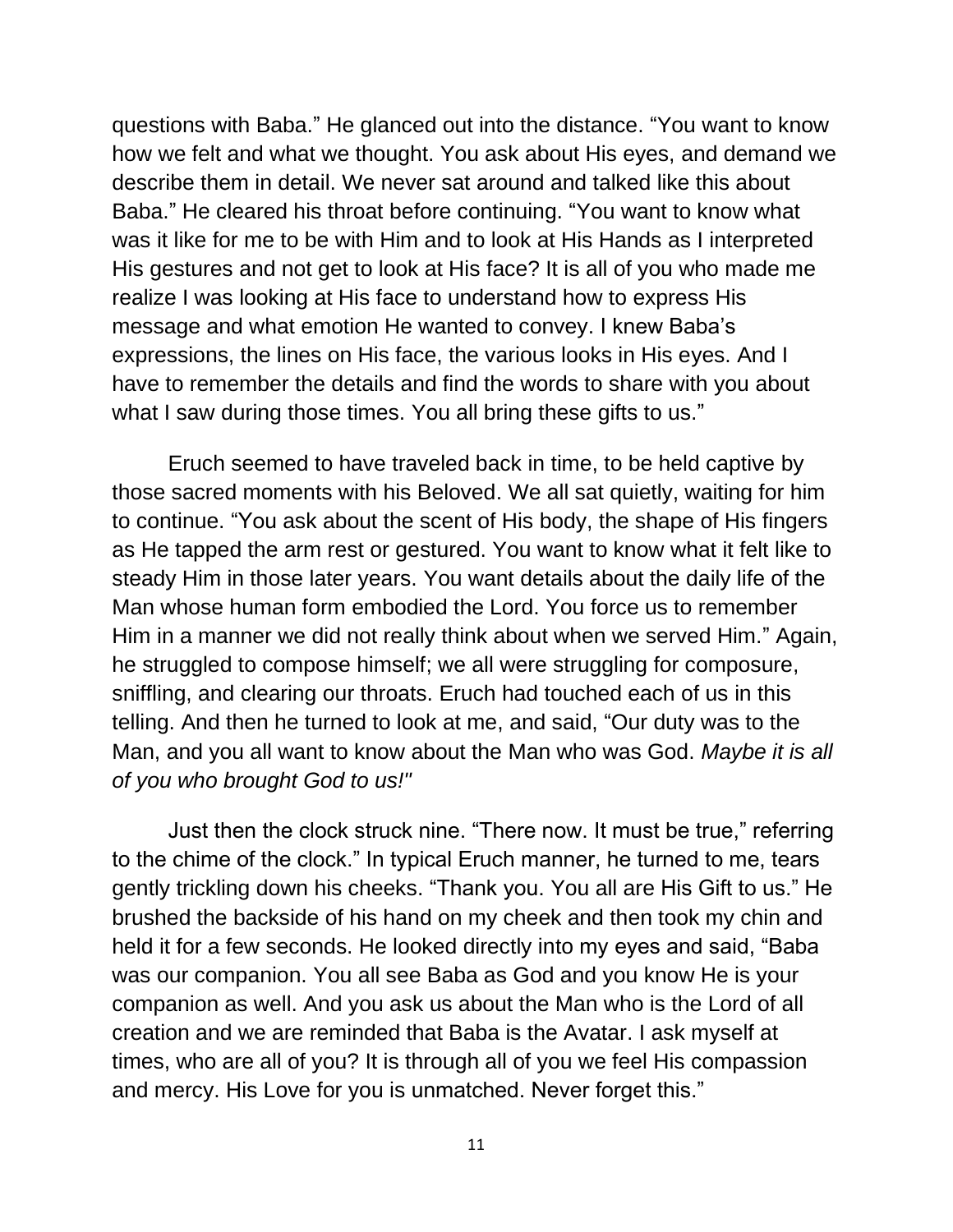questions with Baba." He glanced out into the distance. "You want to know how we felt and what we thought. You ask about His eyes, and demand we describe them in detail. We never sat around and talked like this about Baba." He cleared his throat before continuing. "You want to know what was it like for me to be with Him and to look at His Hands as I interpreted His gestures and not get to look at His face? It is all of you who made me realize I was looking at His face to understand how to express His message and what emotion He wanted to convey. I knew Baba's expressions, the lines on His face, the various looks in His eyes. And I have to remember the details and find the words to share with you about what I saw during those times. You all bring these gifts to us."

Eruch seemed to have traveled back in time, to be held captive by those sacred moments with his Beloved. We all sat quietly, waiting for him to continue. "You ask about the scent of His body, the shape of His fingers as He tapped the arm rest or gestured. You want to know what it felt like to steady Him in those later years. You want details about the daily life of the Man whose human form embodied the Lord. You force us to remember Him in a manner we did not really think about when we served Him." Again, he struggled to compose himself; we all were struggling for composure, sniffling, and clearing our throats. Eruch had touched each of us in this telling. And then he turned to look at me, and said, "Our duty was to the Man, and you all want to know about the Man who was God. *Maybe it is all of you who brought God to us!"*

Just then the clock struck nine. "There now. It must be true," referring to the chime of the clock." In typical Eruch manner, he turned to me, tears gently trickling down his cheeks. "Thank you. You all are His Gift to us." He brushed the backside of his hand on my cheek and then took my chin and held it for a few seconds. He looked directly into my eyes and said, "Baba was our companion. You all see Baba as God and you know He is your companion as well. And you ask us about the Man who is the Lord of all creation and we are reminded that Baba is the Avatar. I ask myself at times, who are all of you? It is through all of you we feel His compassion and mercy. His Love for you is unmatched. Never forget this."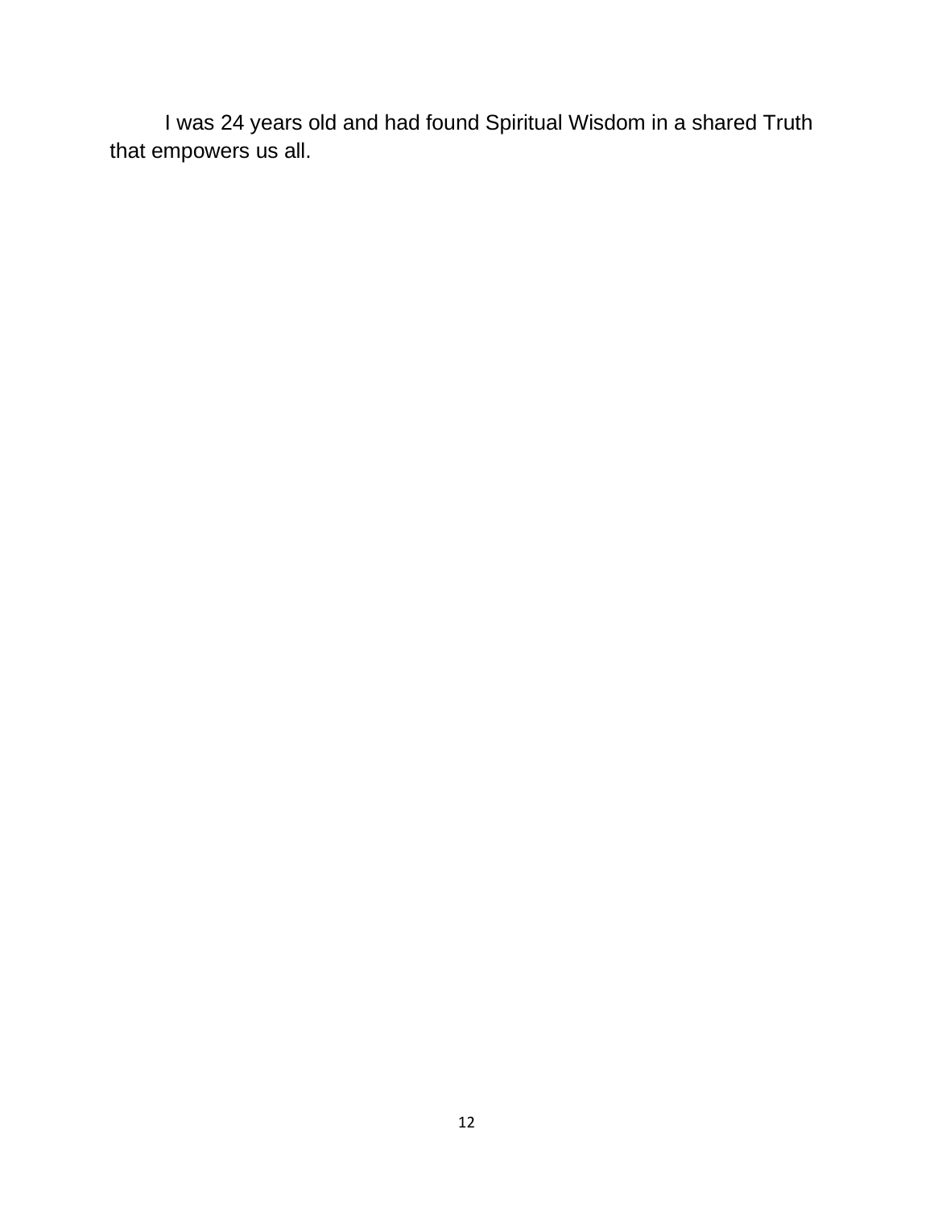I was 24 years old and had found Spiritual Wisdom in a shared Truth that empowers us all.